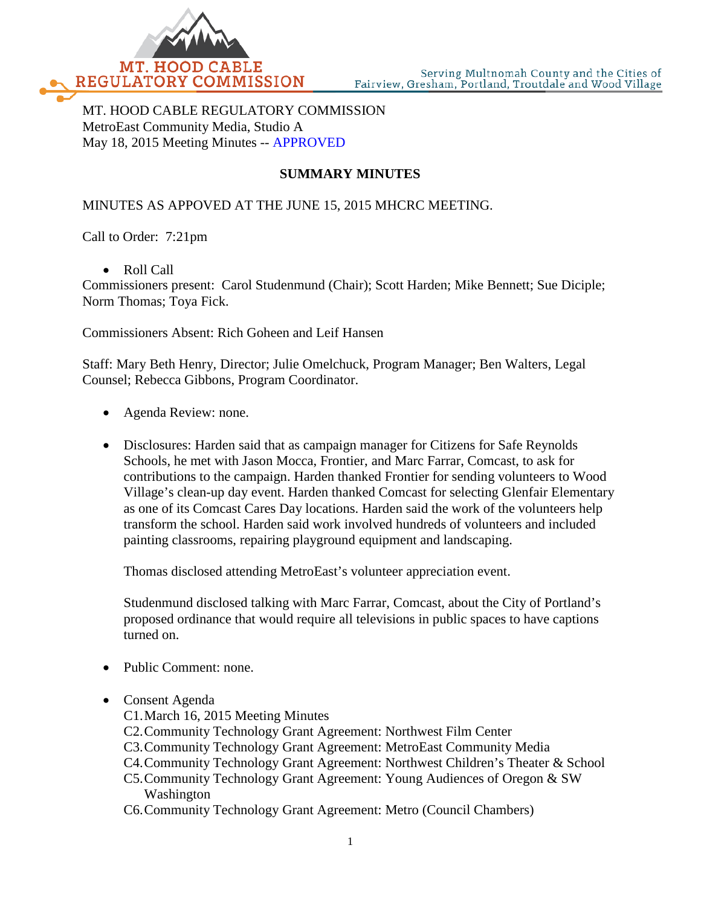MT. HOOD CABLE REGULATORY COMMISSION

Serving Multnomah County and the Cities of Fairview, Gresham, Portland, Troutdale and Wood Village

MT. HOOD CABLE REGULATORY COMMISSION
MetroEast Community Media, Studio A
May 18, 2015 Meeting Minutes -- APPROVED

## SUMMARY MINUTES

MINUTES AS APPOVED AT THE JUNE 15, 2015 MHCRC MEETING.

Call to Order: 7:21pm

- Roll Call

Commissioners present: Carol Studenmund (Chair); Scott Harden; Mike Bennett; Sue Diciple; Norm Thomas; Toya Fick.

Commissioners Absent: Rich Goheen and Leif Hansen

Staff: Mary Beth Henry, Director; Julie Omelchuck, Program Manager; Ben Walters, Legal Counsel; Rebecca Gibbons, Program Coordinator.

- Agenda Review: none.

- Disclosures: Harden said that as campaign manager for Citizens for Safe Reynolds Schools, he met with Jason Mocca, Frontier, and Marc Farrar, Comcast, to ask for contributions to the campaign. Harden thanked Frontier for sending volunteers to Wood Village's clean-up day event. Harden thanked Comcast for selecting Glenfair Elementary as one of its Comcast Cares Day locations. Harden said the work of the volunteers help transform the school. Harden said work involved hundreds of volunteers and included painting classrooms, repairing playground equipment and landscaping.

  Thomas disclosed attending MetroEast's volunteer appreciation event.

  Studenmund disclosed talking with Marc Farrar, Comcast, about the City of Portland's proposed ordinance that would require all televisions in public spaces to have captions turned on.

- Public Comment: none.

- Consent Agenda
  C1. March 16, 2015 Meeting Minutes
  C2. Community Technology Grant Agreement: Northwest Film Center
  C3. Community Technology Grant Agreement: MetroEast Community Media
  C4. Community Technology Grant Agreement: Northwest Children's Theater & School
  C5. Community Technology Grant Agreement: Young Audiences of Oregon & SW Washington
  C6. Community Technology Grant Agreement: Metro (Council Chambers)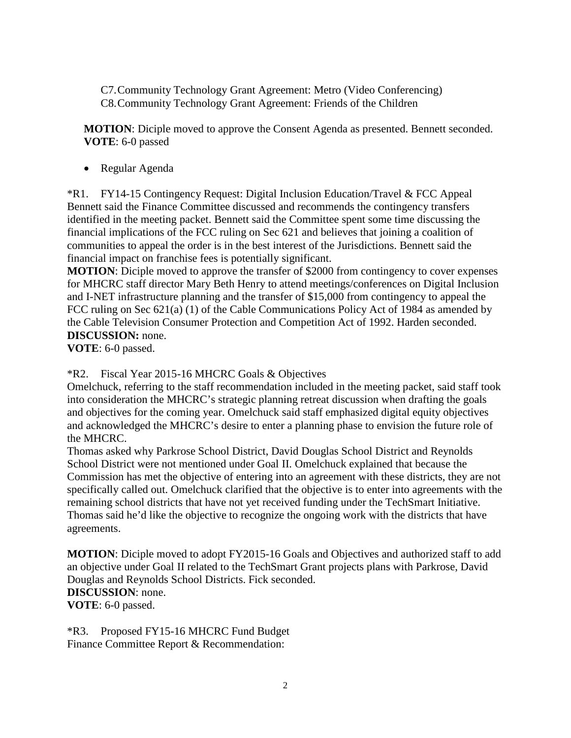C7. Community Technology Grant Agreement: Metro (Video Conferencing)
C8. Community Technology Grant Agreement: Friends of the Children

**MOTION**: Diciple moved to approve the Consent Agenda as presented. Bennett seconded.
**VOTE**: 6-0 passed

- Regular Agenda

*R1. FY14-15 Contingency Request: Digital Inclusion Education/Travel & FCC Appeal
Bennett said the Finance Committee discussed and recommends the contingency transfers identified in the meeting packet. Bennett said the Committee spent some time discussing the financial implications of the FCC ruling on Sec 621 and believes that joining a coalition of communities to appeal the order is in the best interest of the Jurisdictions. Bennett said the financial impact on franchise fees is potentially significant.
**MOTION**: Diciple moved to approve the transfer of $2000 from contingency to cover expenses for MHCRC staff director Mary Beth Henry to attend meetings/conferences on Digital Inclusion and I-NET infrastructure planning and the transfer of $15,000 from contingency to appeal the FCC ruling on Sec 621(a) (1) of the Cable Communications Policy Act of 1984 as amended by the Cable Television Consumer Protection and Competition Act of 1992. Harden seconded.
**DISCUSSION:** none.
**VOTE**: 6-0 passed.

*R2. Fiscal Year 2015-16 MHCRC Goals & Objectives
Omelchuck, referring to the staff recommendation included in the meeting packet, said staff took into consideration the MHCRC's strategic planning retreat discussion when drafting the goals and objectives for the coming year. Omelchuck said staff emphasized digital equity objectives and acknowledged the MHCRC's desire to enter a planning phase to envision the future role of the MHCRC.
Thomas asked why Parkrose School District, David Douglas School District and Reynolds School District were not mentioned under Goal II. Omelchuck explained that because the Commission has met the objective of entering into an agreement with these districts, they are not specifically called out. Omelchuck clarified that the objective is to enter into agreements with the remaining school districts that have not yet received funding under the TechSmart Initiative. Thomas said he'd like the objective to recognize the ongoing work with the districts that have agreements.

**MOTION**: Diciple moved to adopt FY2015-16 Goals and Objectives and authorized staff to add an objective under Goal II related to the TechSmart Grant projects plans with Parkrose, David Douglas and Reynolds School Districts. Fick seconded.
**DISCUSSION**: none.
**VOTE**: 6-0 passed.

*R3. Proposed FY15-16 MHCRC Fund Budget
Finance Committee Report & Recommendation: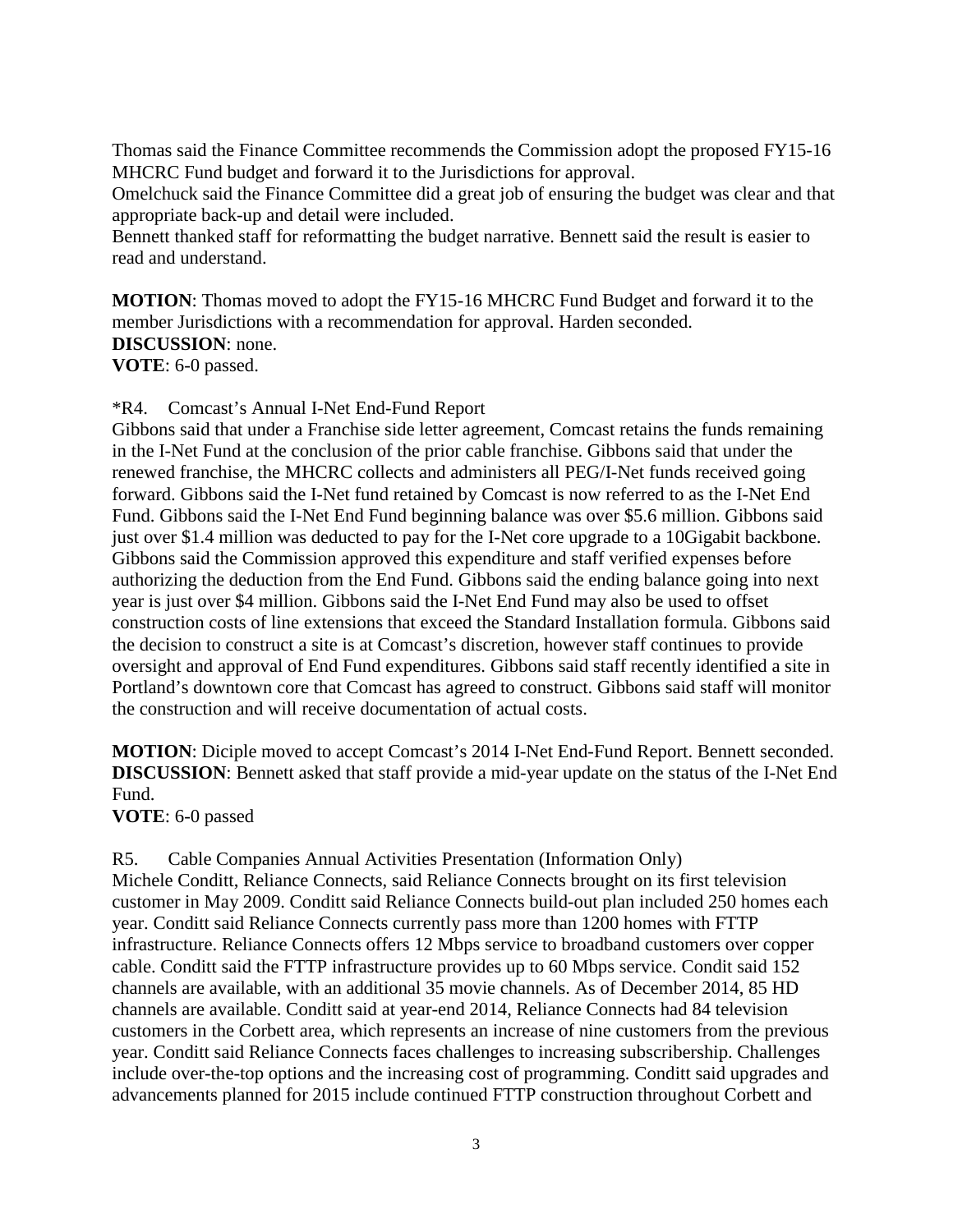Thomas said the Finance Committee recommends the Commission adopt the proposed FY15-16 MHCRC Fund budget and forward it to the Jurisdictions for approval.
Omelchuck said the Finance Committee did a great job of ensuring the budget was clear and that appropriate back-up and detail were included.
Bennett thanked staff for reformatting the budget narrative. Bennett said the result is easier to read and understand.

**MOTION**: Thomas moved to adopt the FY15-16 MHCRC Fund Budget and forward it to the member Jurisdictions with a recommendation for approval. Harden seconded.
**DISCUSSION**: none.
**VOTE**: 6-0 passed.

*R4. Comcast's Annual I-Net End-Fund Report

Gibbons said that under a Franchise side letter agreement, Comcast retains the funds remaining in the I-Net Fund at the conclusion of the prior cable franchise. Gibbons said that under the renewed franchise, the MHCRC collects and administers all PEG/I-Net funds received going forward. Gibbons said the I-Net fund retained by Comcast is now referred to as the I-Net End Fund. Gibbons said the I-Net End Fund beginning balance was over $5.6 million. Gibbons said just over $1.4 million was deducted to pay for the I-Net core upgrade to a 10Gigabit backbone. Gibbons said the Commission approved this expenditure and staff verified expenses before authorizing the deduction from the End Fund. Gibbons said the ending balance going into next year is just over $4 million. Gibbons said the I-Net End Fund may also be used to offset construction costs of line extensions that exceed the Standard Installation formula. Gibbons said the decision to construct a site is at Comcast's discretion, however staff continues to provide oversight and approval of End Fund expenditures. Gibbons said staff recently identified a site in Portland's downtown core that Comcast has agreed to construct. Gibbons said staff will monitor the construction and will receive documentation of actual costs.

**MOTION**: Diciple moved to accept Comcast's 2014 I-Net End-Fund Report. Bennett seconded.
**DISCUSSION**: Bennett asked that staff provide a mid-year update on the status of the I-Net End Fund.
**VOTE**: 6-0 passed

R5. Cable Companies Annual Activities Presentation (Information Only)

Michele Conditt, Reliance Connects, said Reliance Connects brought on its first television customer in May 2009. Conditt said Reliance Connects build-out plan included 250 homes each year. Conditt said Reliance Connects currently pass more than 1200 homes with FTTP infrastructure. Reliance Connects offers 12 Mbps service to broadband customers over copper cable. Conditt said the FTTP infrastructure provides up to 60 Mbps service. Condit said 152 channels are available, with an additional 35 movie channels. As of December 2014, 85 HD channels are available. Conditt said at year-end 2014, Reliance Connects had 84 television customers in the Corbett area, which represents an increase of nine customers from the previous year. Conditt said Reliance Connects faces challenges to increasing subscribership. Challenges include over-the-top options and the increasing cost of programming. Conditt said upgrades and advancements planned for 2015 include continued FTTP construction throughout Corbett and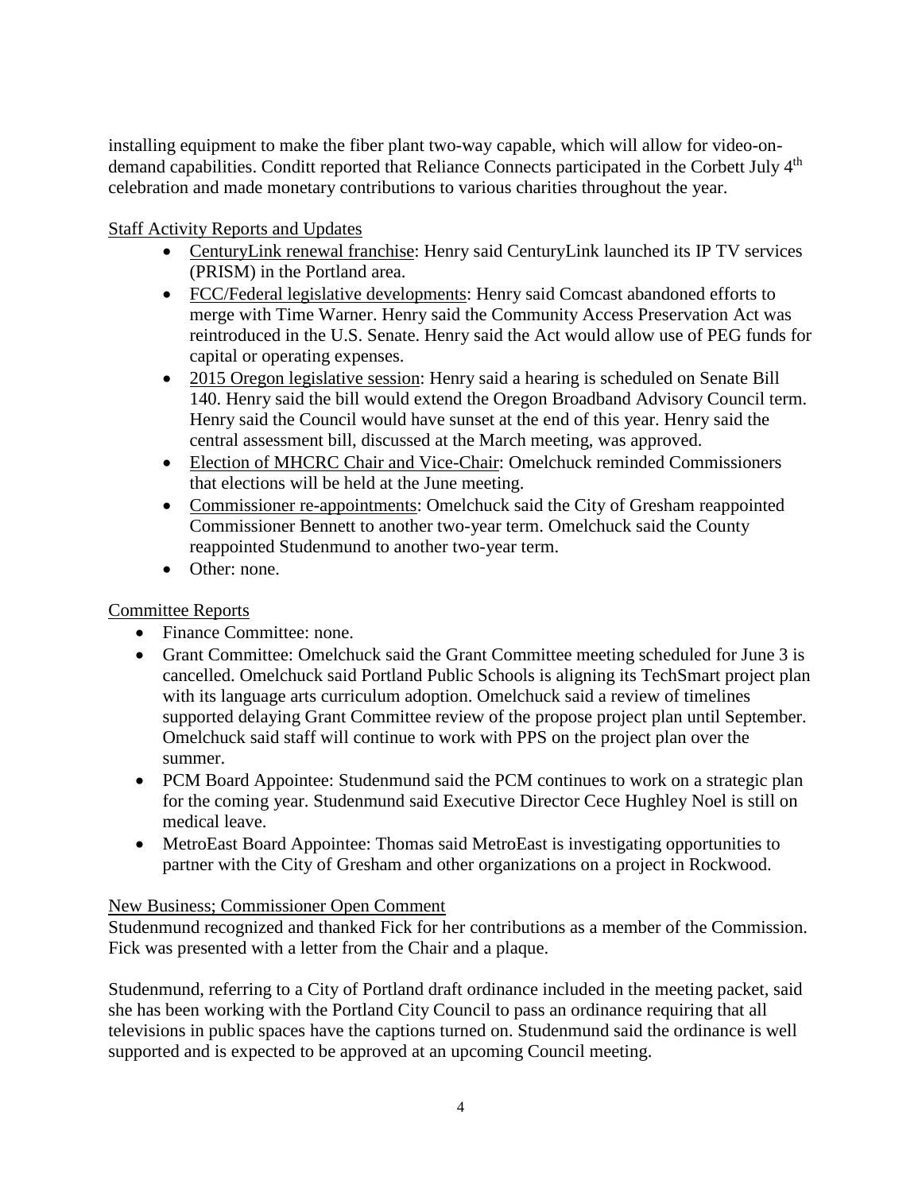installing equipment to make the fiber plant two-way capable, which will allow for video-on-demand capabilities. Conditt reported that Reliance Connects participated in the Corbett July 4th celebration and made monetary contributions to various charities throughout the year.

Staff Activity Reports and Updates

- CenturyLink renewal franchise: Henry said CenturyLink launched its IP TV services (PRISM) in the Portland area.
- FCC/Federal legislative developments: Henry said Comcast abandoned efforts to merge with Time Warner. Henry said the Community Access Preservation Act was reintroduced in the U.S. Senate. Henry said the Act would allow use of PEG funds for capital or operating expenses.
- 2015 Oregon legislative session: Henry said a hearing is scheduled on Senate Bill 140. Henry said the bill would extend the Oregon Broadband Advisory Council term. Henry said the Council would have sunset at the end of this year. Henry said the central assessment bill, discussed at the March meeting, was approved.
- Election of MHCRC Chair and Vice-Chair: Omelchuck reminded Commissioners that elections will be held at the June meeting.
- Commissioner re-appointments: Omelchuck said the City of Gresham reappointed Commissioner Bennett to another two-year term. Omelchuck said the County reappointed Studenmund to another two-year term.
- Other: none.

Committee Reports

- Finance Committee: none.
- Grant Committee: Omelchuck said the Grant Committee meeting scheduled for June 3 is cancelled. Omelchuck said Portland Public Schools is aligning its TechSmart project plan with its language arts curriculum adoption. Omelchuck said a review of timelines supported delaying Grant Committee review of the propose project plan until September. Omelchuck said staff will continue to work with PPS on the project plan over the summer.
- PCM Board Appointee: Studenmund said the PCM continues to work on a strategic plan for the coming year. Studenmund said Executive Director Cece Hughley Noel is still on medical leave.
- MetroEast Board Appointee: Thomas said MetroEast is investigating opportunities to partner with the City of Gresham and other organizations on a project in Rockwood.

New Business; Commissioner Open Comment

Studenmund recognized and thanked Fick for her contributions as a member of the Commission. Fick was presented with a letter from the Chair and a plaque.

Studenmund, referring to a City of Portland draft ordinance included in the meeting packet, said she has been working with the Portland City Council to pass an ordinance requiring that all televisions in public spaces have the captions turned on. Studenmund said the ordinance is well supported and is expected to be approved at an upcoming Council meeting.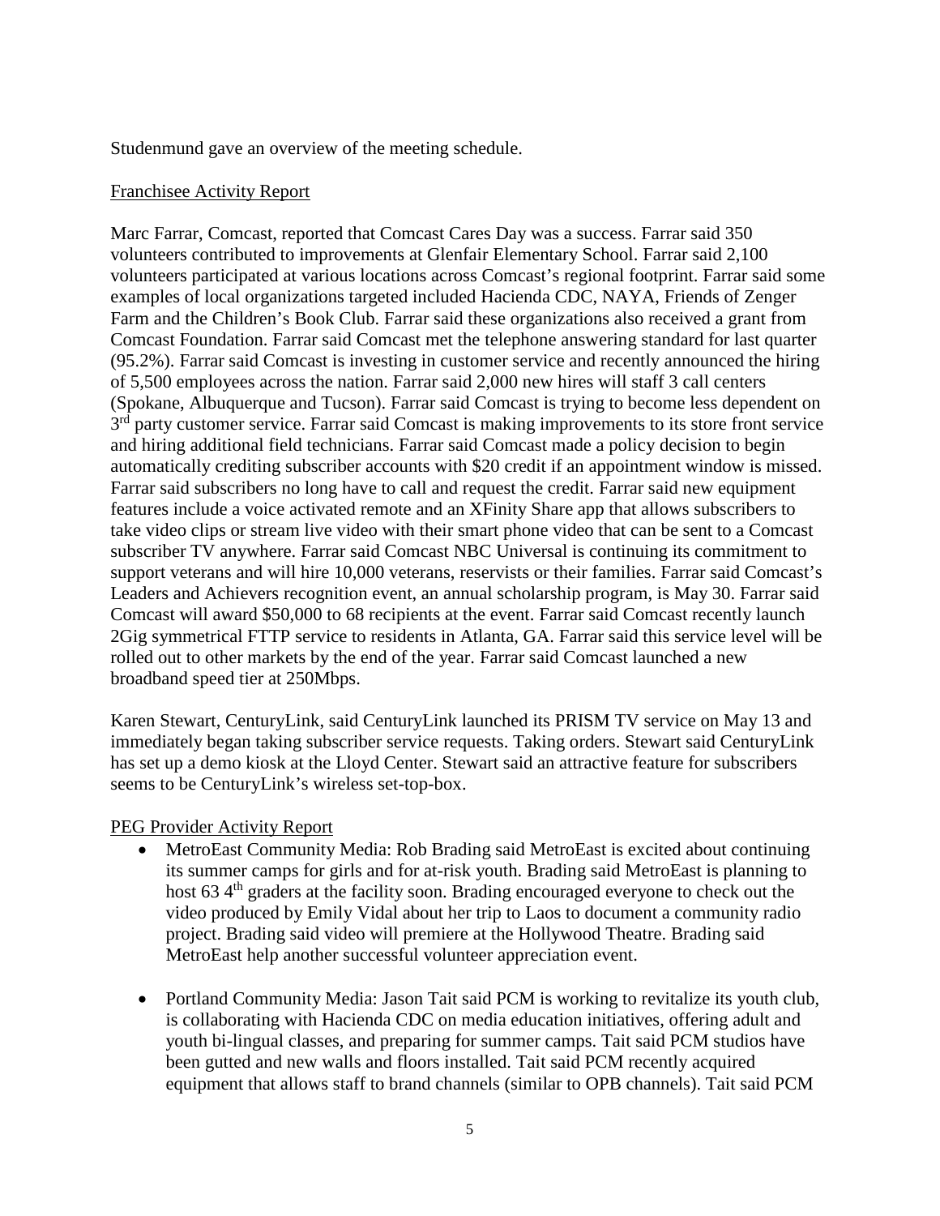Studenmund gave an overview of the meeting schedule.

Franchisee Activity Report

Marc Farrar, Comcast, reported that Comcast Cares Day was a success. Farrar said 350 volunteers contributed to improvements at Glenfair Elementary School. Farrar said 2,100 volunteers participated at various locations across Comcast's regional footprint. Farrar said some examples of local organizations targeted included Hacienda CDC, NAYA, Friends of Zenger Farm and the Children's Book Club. Farrar said these organizations also received a grant from Comcast Foundation. Farrar said Comcast met the telephone answering standard for last quarter (95.2%). Farrar said Comcast is investing in customer service and recently announced the hiring of 5,500 employees across the nation. Farrar said 2,000 new hires will staff 3 call centers (Spokane, Albuquerque and Tucson). Farrar said Comcast is trying to become less dependent on 3rd party customer service. Farrar said Comcast is making improvements to its store front service and hiring additional field technicians. Farrar said Comcast made a policy decision to begin automatically crediting subscriber accounts with $20 credit if an appointment window is missed. Farrar said subscribers no long have to call and request the credit. Farrar said new equipment features include a voice activated remote and an XFinity Share app that allows subscribers to take video clips or stream live video with their smart phone video that can be sent to a Comcast subscriber TV anywhere. Farrar said Comcast NBC Universal is continuing its commitment to support veterans and will hire 10,000 veterans, reservists or their families. Farrar said Comcast's Leaders and Achievers recognition event, an annual scholarship program, is May 30. Farrar said Comcast will award $50,000 to 68 recipients at the event. Farrar said Comcast recently launch 2Gig symmetrical FTTP service to residents in Atlanta, GA. Farrar said this service level will be rolled out to other markets by the end of the year. Farrar said Comcast launched a new broadband speed tier at 250Mbps.

Karen Stewart, CenturyLink, said CenturyLink launched its PRISM TV service on May 13 and immediately began taking subscriber service requests. Taking orders. Stewart said CenturyLink has set up a demo kiosk at the Lloyd Center. Stewart said an attractive feature for subscribers seems to be CenturyLink's wireless set-top-box.

PEG Provider Activity Report

- MetroEast Community Media: Rob Brading said MetroEast is excited about continuing its summer camps for girls and for at-risk youth. Brading said MetroEast is planning to host 63 4th graders at the facility soon. Brading encouraged everyone to check out the video produced by Emily Vidal about her trip to Laos to document a community radio project. Brading said video will premiere at the Hollywood Theatre. Brading said MetroEast help another successful volunteer appreciation event.

- Portland Community Media: Jason Tait said PCM is working to revitalize its youth club, is collaborating with Hacienda CDC on media education initiatives, offering adult and youth bi-lingual classes, and preparing for summer camps. Tait said PCM studios have been gutted and new walls and floors installed. Tait said PCM recently acquired equipment that allows staff to brand channels (similar to OPB channels). Tait said PCM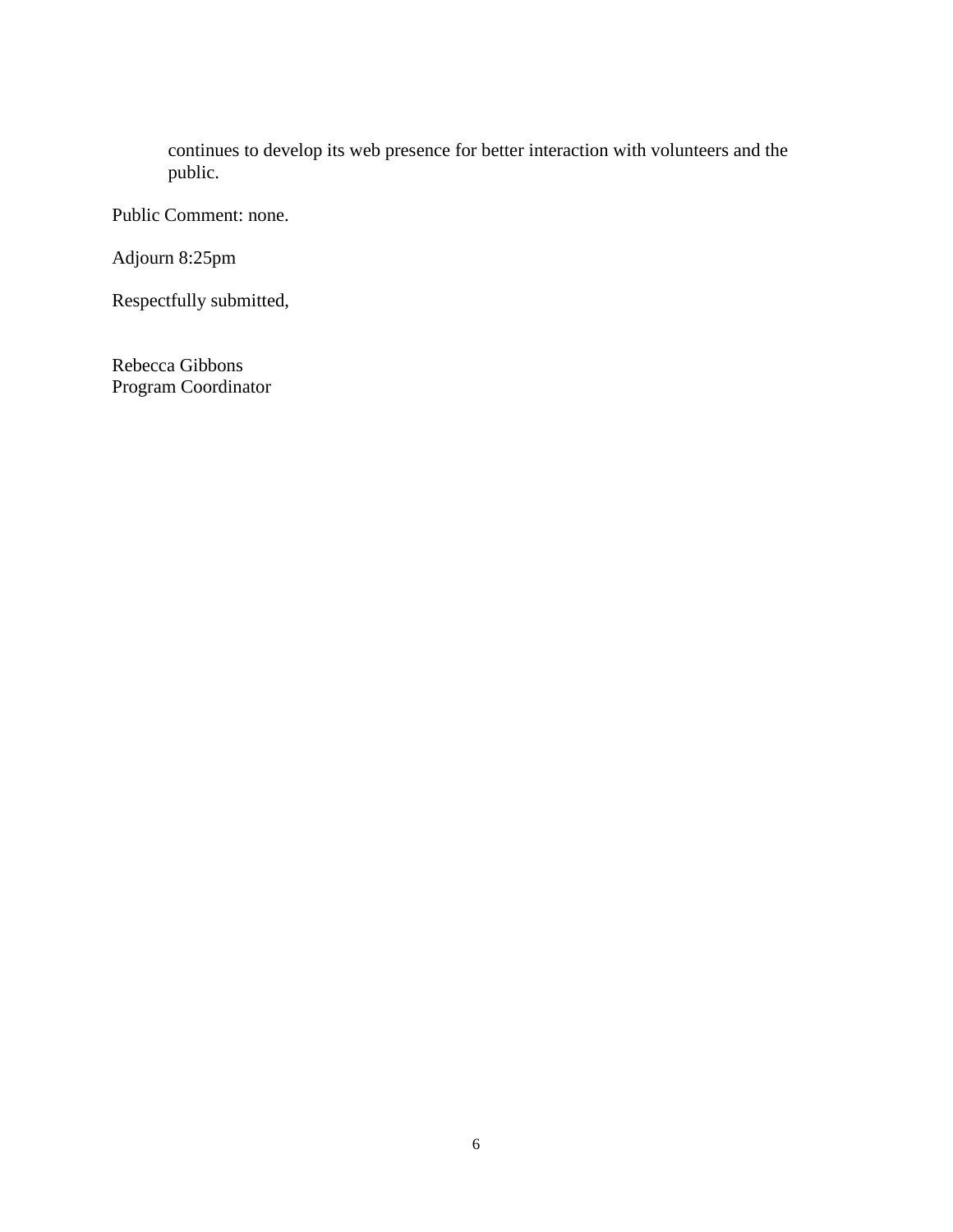continues to develop its web presence for better interaction with volunteers and the public.

Public Comment: none.

Adjourn 8:25pm

Respectfully submitted,

Rebecca Gibbons
Program Coordinator